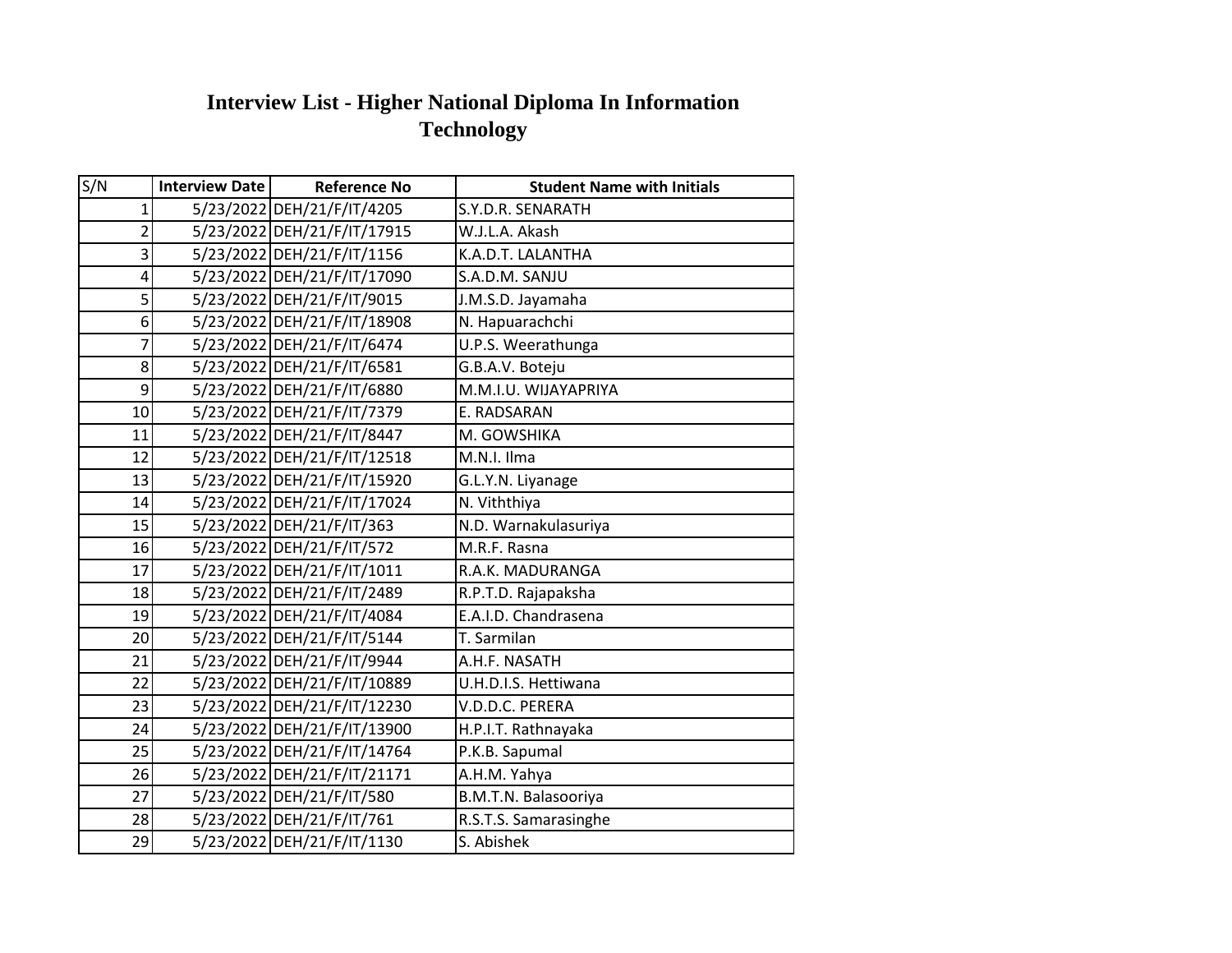# Interview List - Higher National Diploma In Information Technology

| S/N | Interview Date | Reference No | Student Name with Initials |
|---|---|---|---|
| 1 | 5/23/2022 | DEH/21/F/IT/4205 | S.Y.D.R. SENARATH |
| 2 | 5/23/2022 | DEH/21/F/IT/17915 | W.J.L.A. Akash |
| 3 | 5/23/2022 | DEH/21/F/IT/1156 | K.A.D.T. LALANTHA |
| 4 | 5/23/2022 | DEH/21/F/IT/17090 | S.A.D.M. SANJU |
| 5 | 5/23/2022 | DEH/21/F/IT/9015 | J.M.S.D. Jayamaha |
| 6 | 5/23/2022 | DEH/21/F/IT/18908 | N. Hapuarachchi |
| 7 | 5/23/2022 | DEH/21/F/IT/6474 | U.P.S. Weerathunga |
| 8 | 5/23/2022 | DEH/21/F/IT/6581 | G.B.A.V. Boteju |
| 9 | 5/23/2022 | DEH/21/F/IT/6880 | M.M.I.U. WIJAYAPRIYA |
| 10 | 5/23/2022 | DEH/21/F/IT/7379 | E. RADSARAN |
| 11 | 5/23/2022 | DEH/21/F/IT/8447 | M. GOWSHIKA |
| 12 | 5/23/2022 | DEH/21/F/IT/12518 | M.N.I. Ilma |
| 13 | 5/23/2022 | DEH/21/F/IT/15920 | G.L.Y.N. Liyanage |
| 14 | 5/23/2022 | DEH/21/F/IT/17024 | N. Viththiya |
| 15 | 5/23/2022 | DEH/21/F/IT/363 | N.D. Warnakulasuriya |
| 16 | 5/23/2022 | DEH/21/F/IT/572 | M.R.F. Rasna |
| 17 | 5/23/2022 | DEH/21/F/IT/1011 | R.A.K. MADURANGA |
| 18 | 5/23/2022 | DEH/21/F/IT/2489 | R.P.T.D. Rajapaksha |
| 19 | 5/23/2022 | DEH/21/F/IT/4084 | E.A.I.D. Chandrasena |
| 20 | 5/23/2022 | DEH/21/F/IT/5144 | T. Sarmilan |
| 21 | 5/23/2022 | DEH/21/F/IT/9944 | A.H.F. NASATH |
| 22 | 5/23/2022 | DEH/21/F/IT/10889 | U.H.D.I.S. Hettiwana |
| 23 | 5/23/2022 | DEH/21/F/IT/12230 | V.D.D.C. PERERA |
| 24 | 5/23/2022 | DEH/21/F/IT/13900 | H.P.I.T. Rathnayaka |
| 25 | 5/23/2022 | DEH/21/F/IT/14764 | P.K.B. Sapumal |
| 26 | 5/23/2022 | DEH/21/F/IT/21171 | A.H.M. Yahya |
| 27 | 5/23/2022 | DEH/21/F/IT/580 | B.M.T.N. Balasooriya |
| 28 | 5/23/2022 | DEH/21/F/IT/761 | R.S.T.S. Samarasinghe |
| 29 | 5/23/2022 | DEH/21/F/IT/1130 | S. Abishek |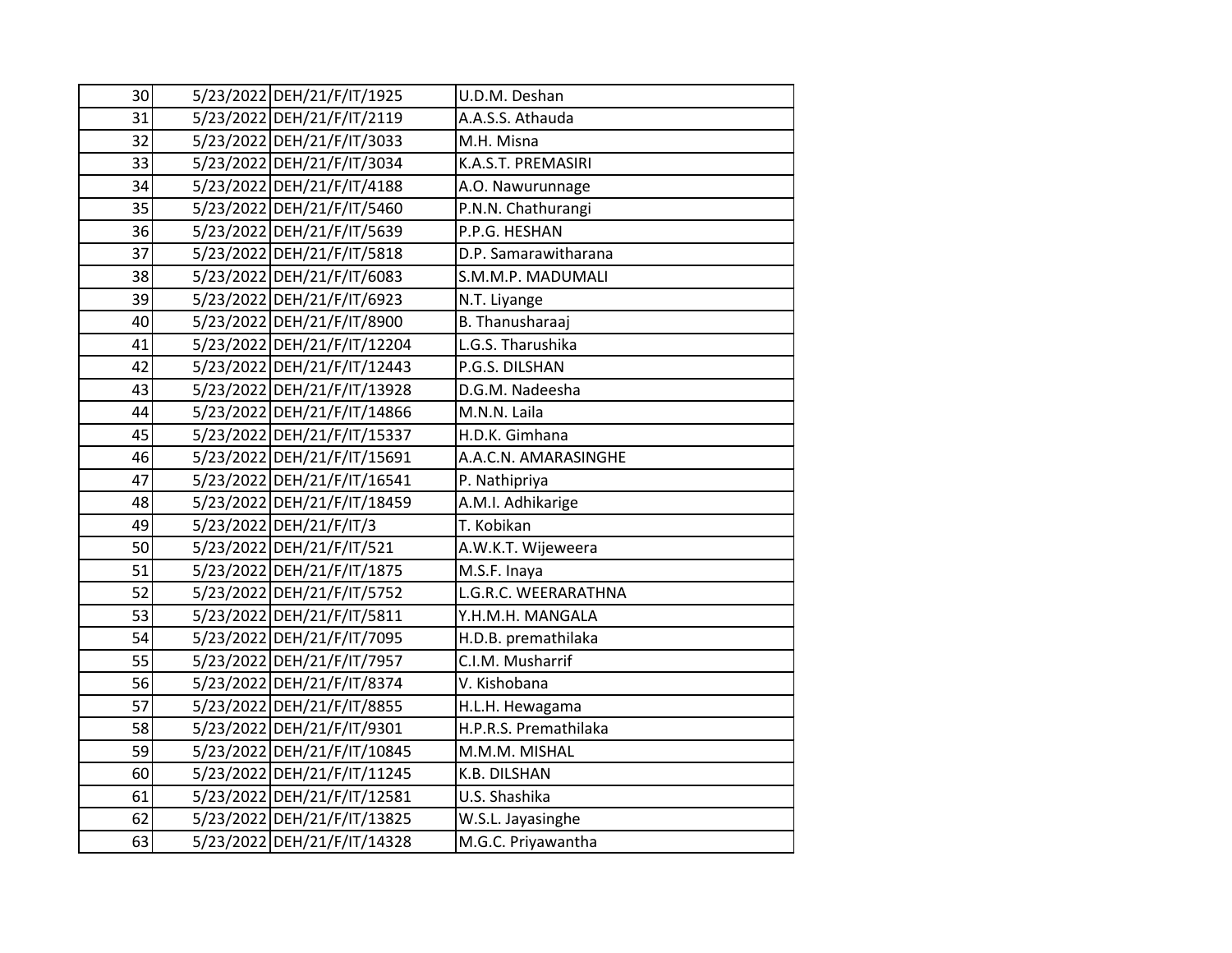| | | | |
|---|---|---|---|
| 30 | 5/23/2022 | DEH/21/F/IT/1925 | U.D.M. Deshan |
| 31 | 5/23/2022 | DEH/21/F/IT/2119 | A.A.S.S. Athauda |
| 32 | 5/23/2022 | DEH/21/F/IT/3033 | M.H. Misna |
| 33 | 5/23/2022 | DEH/21/F/IT/3034 | K.A.S.T. PREMASIRI |
| 34 | 5/23/2022 | DEH/21/F/IT/4188 | A.O. Nawurunnage |
| 35 | 5/23/2022 | DEH/21/F/IT/5460 | P.N.N. Chathurangi |
| 36 | 5/23/2022 | DEH/21/F/IT/5639 | P.P.G. HESHAN |
| 37 | 5/23/2022 | DEH/21/F/IT/5818 | D.P. Samarawitharana |
| 38 | 5/23/2022 | DEH/21/F/IT/6083 | S.M.M.P. MADUMALI |
| 39 | 5/23/2022 | DEH/21/F/IT/6923 | N.T. Liyange |
| 40 | 5/23/2022 | DEH/21/F/IT/8900 | B. Thanusharaaj |
| 41 | 5/23/2022 | DEH/21/F/IT/12204 | L.G.S. Tharushika |
| 42 | 5/23/2022 | DEH/21/F/IT/12443 | P.G.S. DILSHAN |
| 43 | 5/23/2022 | DEH/21/F/IT/13928 | D.G.M. Nadeesha |
| 44 | 5/23/2022 | DEH/21/F/IT/14866 | M.N.N. Laila |
| 45 | 5/23/2022 | DEH/21/F/IT/15337 | H.D.K. Gimhana |
| 46 | 5/23/2022 | DEH/21/F/IT/15691 | A.A.C.N. AMARASINGHE |
| 47 | 5/23/2022 | DEH/21/F/IT/16541 | P. Nathipriya |
| 48 | 5/23/2022 | DEH/21/F/IT/18459 | A.M.I. Adhikarige |
| 49 | 5/23/2022 | DEH/21/F/IT/3 | T. Kobikan |
| 50 | 5/23/2022 | DEH/21/F/IT/521 | A.W.K.T. Wijeweera |
| 51 | 5/23/2022 | DEH/21/F/IT/1875 | M.S.F. Inaya |
| 52 | 5/23/2022 | DEH/21/F/IT/5752 | L.G.R.C. WEERARATHNA |
| 53 | 5/23/2022 | DEH/21/F/IT/5811 | Y.H.M.H. MANGALA |
| 54 | 5/23/2022 | DEH/21/F/IT/7095 | H.D.B. premathilaka |
| 55 | 5/23/2022 | DEH/21/F/IT/7957 | C.I.M. Musharrif |
| 56 | 5/23/2022 | DEH/21/F/IT/8374 | V. Kishobana |
| 57 | 5/23/2022 | DEH/21/F/IT/8855 | H.L.H. Hewagama |
| 58 | 5/23/2022 | DEH/21/F/IT/9301 | H.P.R.S. Premathilaka |
| 59 | 5/23/2022 | DEH/21/F/IT/10845 | M.M.M. MISHAL |
| 60 | 5/23/2022 | DEH/21/F/IT/11245 | K.B. DILSHAN |
| 61 | 5/23/2022 | DEH/21/F/IT/12581 | U.S. Shashika |
| 62 | 5/23/2022 | DEH/21/F/IT/13825 | W.S.L. Jayasinghe |
| 63 | 5/23/2022 | DEH/21/F/IT/14328 | M.G.C. Priyawantha |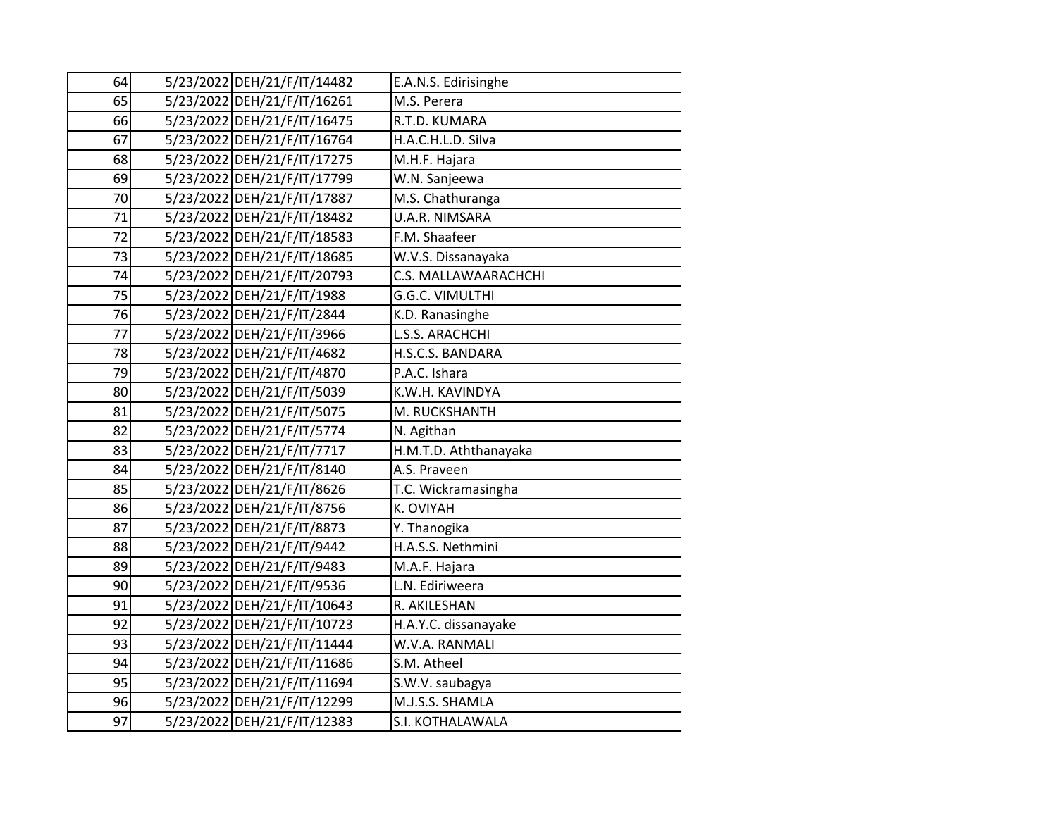| | | | |
|---|---|---|---|
| 64 | 5/23/2022 | DEH/21/F/IT/14482 | E.A.N.S. Edirisinghe |
| 65 | 5/23/2022 | DEH/21/F/IT/16261 | M.S. Perera |
| 66 | 5/23/2022 | DEH/21/F/IT/16475 | R.T.D. KUMARA |
| 67 | 5/23/2022 | DEH/21/F/IT/16764 | H.A.C.H.L.D. Silva |
| 68 | 5/23/2022 | DEH/21/F/IT/17275 | M.H.F. Hajara |
| 69 | 5/23/2022 | DEH/21/F/IT/17799 | W.N. Sanjeewa |
| 70 | 5/23/2022 | DEH/21/F/IT/17887 | M.S. Chathuranga |
| 71 | 5/23/2022 | DEH/21/F/IT/18482 | U.A.R. NIMSARA |
| 72 | 5/23/2022 | DEH/21/F/IT/18583 | F.M. Shaafeer |
| 73 | 5/23/2022 | DEH/21/F/IT/18685 | W.V.S. Dissanayaka |
| 74 | 5/23/2022 | DEH/21/F/IT/20793 | C.S. MALLAWAARACHCHI |
| 75 | 5/23/2022 | DEH/21/F/IT/1988 | G.G.C. VIMULTHI |
| 76 | 5/23/2022 | DEH/21/F/IT/2844 | K.D. Ranasinghe |
| 77 | 5/23/2022 | DEH/21/F/IT/3966 | L.S.S. ARACHCHI |
| 78 | 5/23/2022 | DEH/21/F/IT/4682 | H.S.C.S. BANDARA |
| 79 | 5/23/2022 | DEH/21/F/IT/4870 | P.A.C. Ishara |
| 80 | 5/23/2022 | DEH/21/F/IT/5039 | K.W.H. KAVINDYA |
| 81 | 5/23/2022 | DEH/21/F/IT/5075 | M. RUCKSHANTH |
| 82 | 5/23/2022 | DEH/21/F/IT/5774 | N. Agithan |
| 83 | 5/23/2022 | DEH/21/F/IT/7717 | H.M.T.D. Aththanayaka |
| 84 | 5/23/2022 | DEH/21/F/IT/8140 | A.S. Praveen |
| 85 | 5/23/2022 | DEH/21/F/IT/8626 | T.C. Wickramasingha |
| 86 | 5/23/2022 | DEH/21/F/IT/8756 | K. OVIYAH |
| 87 | 5/23/2022 | DEH/21/F/IT/8873 | Y. Thanogika |
| 88 | 5/23/2022 | DEH/21/F/IT/9442 | H.A.S.S. Nethmini |
| 89 | 5/23/2022 | DEH/21/F/IT/9483 | M.A.F. Hajara |
| 90 | 5/23/2022 | DEH/21/F/IT/9536 | L.N. Ediriweera |
| 91 | 5/23/2022 | DEH/21/F/IT/10643 | R. AKILESHAN |
| 92 | 5/23/2022 | DEH/21/F/IT/10723 | H.A.Y.C. dissanayake |
| 93 | 5/23/2022 | DEH/21/F/IT/11444 | W.V.A. RANMALI |
| 94 | 5/23/2022 | DEH/21/F/IT/11686 | S.M. Atheel |
| 95 | 5/23/2022 | DEH/21/F/IT/11694 | S.W.V. saubagya |
| 96 | 5/23/2022 | DEH/21/F/IT/12299 | M.J.S.S. SHAMLA |
| 97 | 5/23/2022 | DEH/21/F/IT/12383 | S.I. KOTHALAWALA |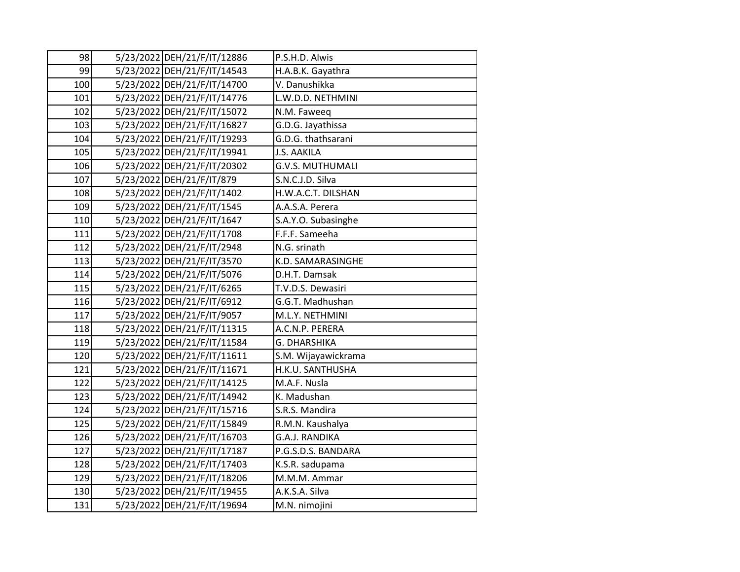| | | | |
|---|---|---|---|
| 98 | 5/23/2022 | DEH/21/F/IT/12886 | P.S.H.D. Alwis |
| 99 | 5/23/2022 | DEH/21/F/IT/14543 | H.A.B.K. Gayathra |
| 100 | 5/23/2022 | DEH/21/F/IT/14700 | V. Danushikka |
| 101 | 5/23/2022 | DEH/21/F/IT/14776 | L.W.D.D. NETHMINI |
| 102 | 5/23/2022 | DEH/21/F/IT/15072 | N.M. Faweeq |
| 103 | 5/23/2022 | DEH/21/F/IT/16827 | G.D.G. Jayathissa |
| 104 | 5/23/2022 | DEH/21/F/IT/19293 | G.D.G. thathsarani |
| 105 | 5/23/2022 | DEH/21/F/IT/19941 | J.S. AAKILA |
| 106 | 5/23/2022 | DEH/21/F/IT/20302 | G.V.S. MUTHUMALI |
| 107 | 5/23/2022 | DEH/21/F/IT/879 | S.N.C.J.D. Silva |
| 108 | 5/23/2022 | DEH/21/F/IT/1402 | H.W.A.C.T. DILSHAN |
| 109 | 5/23/2022 | DEH/21/F/IT/1545 | A.A.S.A. Perera |
| 110 | 5/23/2022 | DEH/21/F/IT/1647 | S.A.Y.O. Subasinghe |
| 111 | 5/23/2022 | DEH/21/F/IT/1708 | F.F.F. Sameeha |
| 112 | 5/23/2022 | DEH/21/F/IT/2948 | N.G. srinath |
| 113 | 5/23/2022 | DEH/21/F/IT/3570 | K.D. SAMARASINGHE |
| 114 | 5/23/2022 | DEH/21/F/IT/5076 | D.H.T. Damsak |
| 115 | 5/23/2022 | DEH/21/F/IT/6265 | T.V.D.S. Dewasiri |
| 116 | 5/23/2022 | DEH/21/F/IT/6912 | G.G.T. Madhushan |
| 117 | 5/23/2022 | DEH/21/F/IT/9057 | M.L.Y. NETHMINI |
| 118 | 5/23/2022 | DEH/21/F/IT/11315 | A.C.N.P. PERERA |
| 119 | 5/23/2022 | DEH/21/F/IT/11584 | G. DHARSHIKA |
| 120 | 5/23/2022 | DEH/21/F/IT/11611 | S.M. Wijayawickrama |
| 121 | 5/23/2022 | DEH/21/F/IT/11671 | H.K.U. SANTHUSHA |
| 122 | 5/23/2022 | DEH/21/F/IT/14125 | M.A.F. Nusla |
| 123 | 5/23/2022 | DEH/21/F/IT/14942 | K. Madushan |
| 124 | 5/23/2022 | DEH/21/F/IT/15716 | S.R.S. Mandira |
| 125 | 5/23/2022 | DEH/21/F/IT/15849 | R.M.N. Kaushalya |
| 126 | 5/23/2022 | DEH/21/F/IT/16703 | G.A.J. RANDIKA |
| 127 | 5/23/2022 | DEH/21/F/IT/17187 | P.G.S.D.S. BANDARA |
| 128 | 5/23/2022 | DEH/21/F/IT/17403 | K.S.R. sadupama |
| 129 | 5/23/2022 | DEH/21/F/IT/18206 | M.M.M. Ammar |
| 130 | 5/23/2022 | DEH/21/F/IT/19455 | A.K.S.A. Silva |
| 131 | 5/23/2022 | DEH/21/F/IT/19694 | M.N. nimojini |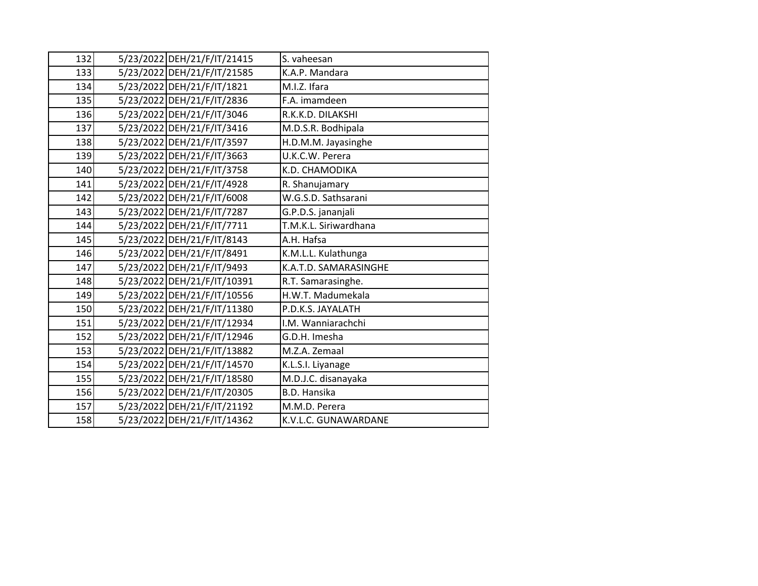| | | | |
|---|---|---|---|
| 132 | 5/23/2022 | DEH/21/F/IT/21415 | S. vaheesan |
| 133 | 5/23/2022 | DEH/21/F/IT/21585 | K.A.P. Mandara |
| 134 | 5/23/2022 | DEH/21/F/IT/1821 | M.I.Z. Ifara |
| 135 | 5/23/2022 | DEH/21/F/IT/2836 | F.A. imamdeen |
| 136 | 5/23/2022 | DEH/21/F/IT/3046 | R.K.K.D. DILAKSHI |
| 137 | 5/23/2022 | DEH/21/F/IT/3416 | M.D.S.R. Bodhipala |
| 138 | 5/23/2022 | DEH/21/F/IT/3597 | H.D.M.M. Jayasinghe |
| 139 | 5/23/2022 | DEH/21/F/IT/3663 | U.K.C.W. Perera |
| 140 | 5/23/2022 | DEH/21/F/IT/3758 | K.D. CHAMODIKA |
| 141 | 5/23/2022 | DEH/21/F/IT/4928 | R. Shanujamary |
| 142 | 5/23/2022 | DEH/21/F/IT/6008 | W.G.S.D. Sathsarani |
| 143 | 5/23/2022 | DEH/21/F/IT/7287 | G.P.D.S. jananjali |
| 144 | 5/23/2022 | DEH/21/F/IT/7711 | T.M.K.L. Siriwardhana |
| 145 | 5/23/2022 | DEH/21/F/IT/8143 | A.H. Hafsa |
| 146 | 5/23/2022 | DEH/21/F/IT/8491 | K.M.L.L. Kulathunga |
| 147 | 5/23/2022 | DEH/21/F/IT/9493 | K.A.T.D. SAMARASINGHE |
| 148 | 5/23/2022 | DEH/21/F/IT/10391 | R.T. Samarasinghe. |
| 149 | 5/23/2022 | DEH/21/F/IT/10556 | H.W.T. Madumekala |
| 150 | 5/23/2022 | DEH/21/F/IT/11380 | P.D.K.S. JAYALATH |
| 151 | 5/23/2022 | DEH/21/F/IT/12934 | I.M. Wanniarachchi |
| 152 | 5/23/2022 | DEH/21/F/IT/12946 | G.D.H. Imesha |
| 153 | 5/23/2022 | DEH/21/F/IT/13882 | M.Z.A. Zemaal |
| 154 | 5/23/2022 | DEH/21/F/IT/14570 | K.L.S.I. Liyanage |
| 155 | 5/23/2022 | DEH/21/F/IT/18580 | M.D.J.C. disanayaka |
| 156 | 5/23/2022 | DEH/21/F/IT/20305 | B.D. Hansika |
| 157 | 5/23/2022 | DEH/21/F/IT/21192 | M.M.D. Perera |
| 158 | 5/23/2022 | DEH/21/F/IT/14362 | K.V.L.C. GUNAWARDANE |